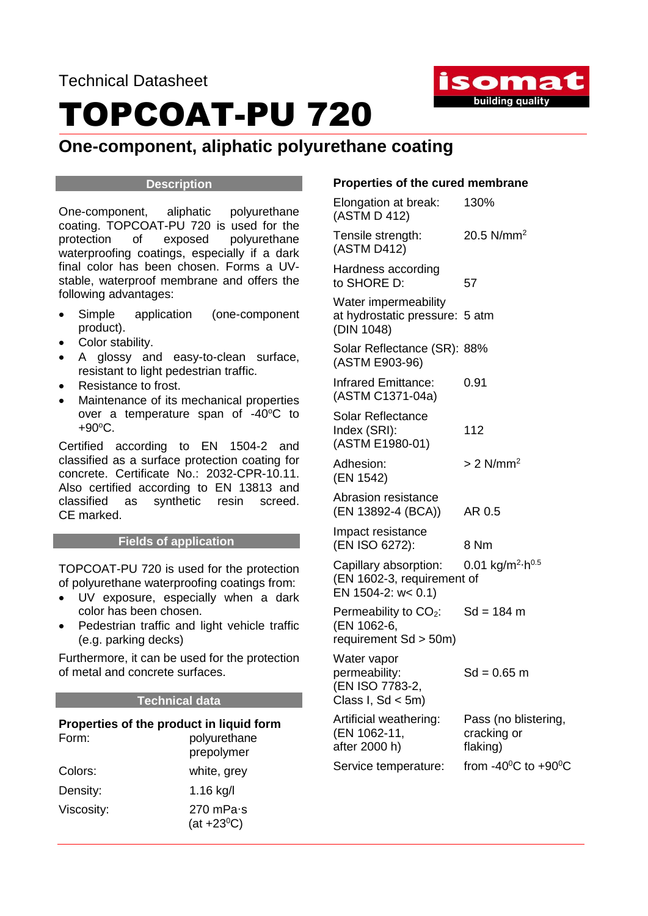Technical Datasheet

# TOPCOAT-PU 720

## One-component, aliphatic polyurethane coating

### Description

One-component, aliphatic polyurethane coating. TOPCOAT-PU 720 is used for the protection of exposed polyurethane waterproofing coatings, especially if a dark final color has been chosen. Forms a UV-stable, waterproof membrane and offers the following advantages:

- Simple application (one-component product).
- Color stability.
- A glossy and easy-to-clean surface, resistant to light pedestrian traffic.
- Resistance to frost.
- Maintenance of its mechanical properties over a temperature span of -40°C to +90°C.

Certified according to EN 1504-2 and classified as a surface protection coating for concrete. Certificate No.: 2032-CPR-10.11. Also certified according to EN 13813 and classified as synthetic resin screed. CE marked.

### Fields of application

TOPCOAT-PU 720 is used for the protection of polyurethane waterproofing coatings from:

- UV exposure, especially when a dark color has been chosen.
- Pedestrian traffic and light vehicle traffic (e.g. parking decks)

Furthermore, it can be used for the protection of metal and concrete surfaces.

### Technical data

**Properties of the product in liquid form**

| | |
|---|---|
| Form: | polyurethane prepolymer |
| Colors: | white, grey |
| Density: | 1.16 kg/l |
| Viscosity: | 270 mPa·s (at +23°C) |

**Properties of the cured membrane**

| | |
|---|---|
| Elongation at break: (ASTM D 412) | 130% |
| Tensile strength: (ASTM D412) | 20.5 N/mm² |
| Hardness according to SHORE D: | 57 |
| Water impermeability at hydrostatic pressure: (DIN 1048) | 5 atm |
| Solar Reflectance (SR): (ASTM E903-96) | 88% |
| Infrared Emittance: (ASTM C1371-04a) | 0.91 |
| Solar Reflectance Index (SRI): (ASTM E1980-01) | 112 |
| Adhesion: (EN 1542) | > 2 N/mm² |
| Abrasion resistance (EN 13892-4 (BCA)) | AR 0.5 |
| Impact resistance (EN ISO 6272): | 8 Nm |
| Capillary absorption: (EN 1602-3, requirement of EN 1504-2: w< 0.1) | 0.01 kg/m²·h$^{0.5}$ |
| Permeability to $CO_2$: (EN 1062-6, requirement Sd > 50m) | Sd = 184 m |
| Water vapor permeability: (EN ISO 7783-2, Class I, Sd < 5m) | Sd = 0.65 m |
| Artificial weathering: (EN 1062-11, after 2000 h) | Pass (no blistering, cracking or flaking) |
| Service temperature: | from -40°C to +90°C |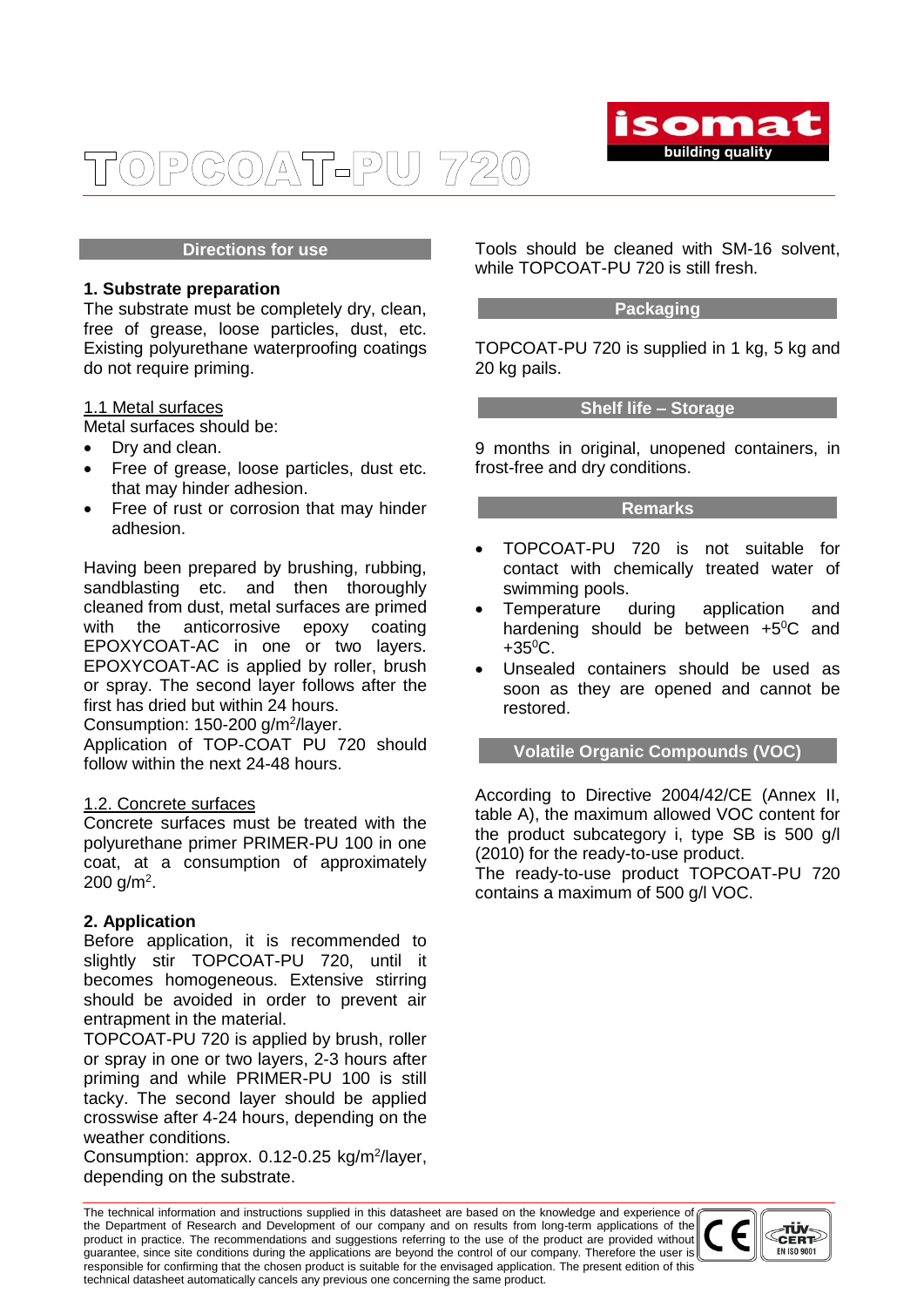# TOPCOAT-PU 720

## Directions for use

### 1. Substrate preparation

The substrate must be completely dry, clean, free of grease, loose particles, dust, etc. Existing polyurethane waterproofing coatings do not require priming.

1.1 Metal surfaces

Metal surfaces should be:

- Dry and clean.
- Free of grease, loose particles, dust etc. that may hinder adhesion.
- Free of rust or corrosion that may hinder adhesion.

Having been prepared by brushing, rubbing, sandblasting etc. and then thoroughly cleaned from dust, metal surfaces are primed with the anticorrosive epoxy coating EPOXYCOAT-AC in one or two layers. EPOXYCOAT-AC is applied by roller, brush or spray. The second layer follows after the first has dried but within 24 hours.
Consumption: 150-200 g/m$^2$/layer.
Application of TOP-COAT PU 720 should follow within the next 24-48 hours.

1.2. Concrete surfaces

Concrete surfaces must be treated with the polyurethane primer PRIMER-PU 100 in one coat, at a consumption of approximately 200 g/m$^2$.

### 2. Application

Before application, it is recommended to slightly stir TOPCOAT-PU 720, until it becomes homogeneous. Extensive stirring should be avoided in order to prevent air entrapment in the material.
TOPCOAT-PU 720 is applied by brush, roller or spray in one or two layers, 2-3 hours after priming and while PRIMER-PU 100 is still tacky. The second layer should be applied crosswise after 4-24 hours, depending on the weather conditions.
Consumption: approx. 0.12-0.25 kg/m$^2$/layer, depending on the substrate.

Tools should be cleaned with SM-16 solvent, while TOPCOAT-PU 720 is still fresh.

## Packaging

TOPCOAT-PU 720 is supplied in 1 kg, 5 kg and 20 kg pails.

## Shelf life – Storage

9 months in original, unopened containers, in frost-free and dry conditions.

## Remarks

- TOPCOAT-PU 720 is not suitable for contact with chemically treated water of swimming pools.
- Temperature during application and hardening should be between +5$^0$C and +35$^0$C.
- Unsealed containers should be used as soon as they are opened and cannot be restored.

## Volatile Organic Compounds (VOC)

According to Directive 2004/42/CE (Annex II, table A), the maximum allowed VOC content for the product subcategory i, type SB is 500 g/l (2010) for the ready-to-use product.
The ready-to-use product TOPCOAT-PU 720 contains a maximum of 500 g/l VOC.

The technical information and instructions supplied in this datasheet are based on the knowledge and experience of the Department of Research and Development of our company and on results from long-term applications of the product in practice. The recommendations and suggestions referring to the use of the product are provided without guarantee, since site conditions during the applications are beyond the control of our company. Therefore the user is responsible for confirming that the chosen product is suitable for the envisaged application. The present edition of this technical datasheet automatically cancels any previous one concerning the same product.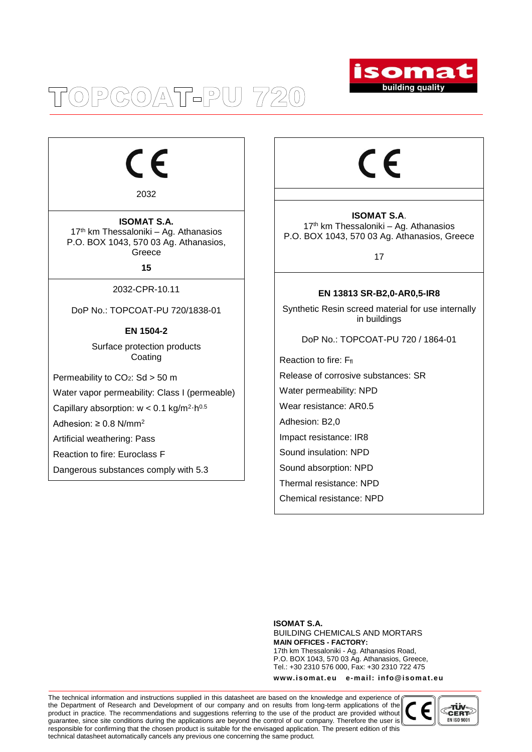# TOPCOAT-PU 720

CE

2032

**ISOMAT S.A.**
17th km Thessaloniki – Ag. Athanasios
P.O. BOX 1043, 570 03 Ag. Athanasios, Greece

**15**

2032-CPR-10.11

DoP No.: TOPCOAT-PU 720/1838-01

**EN 1504-2**

Surface protection products
Coating

Permeability to $CO_2$: Sd > 50 m

Water vapor permeability: Class I (permeable)

Capillary absorption: w < 0.1 kg/m$^2$·h$^{0.5}$

Adhesion: ≥ 0.8 N/mm$^2$

Artificial weathering: Pass

Reaction to fire: Euroclass F

Dangerous substances comply with 5.3

CE

**ISOMAT S.A.**
17th km Thessaloniki – Ag. Athanasios
P.O. BOX 1043, 570 03 Ag. Athanasios, Greece

17

**EN 13813 SR-B2,0-AR0,5-IR8**

Synthetic Resin screed material for use internally in buildings

DoP No.: TOPCOAT-PU 720 / 1864-01

Reaction to fire: $F_{fl}$

Release of corrosive substances: SR

Water permeability: NPD

Wear resistance: AR0.5

Adhesion: B2,0

Impact resistance: IR8

Sound insulation: NPD

Sound absorption: NPD

Thermal resistance: NPD

Chemical resistance: NPD

**ISOMAT S.A.**
BUILDING CHEMICALS AND MORTARS
**MAIN OFFICES - FACTORY:**
17th km Thessaloniki - Ag. Athanasios Road,
P.O. BOX 1043, 570 03 Ag. Athanasios, Greece,
Tel.: +30 2310 576 000, Fax: +30 2310 722 475

**www.isomat.eu e-mail: info@isomat.eu**

The technical information and instructions supplied in this datasheet are based on the knowledge and experience of the Department of Research and Development of our company and on results from long-term applications of the product in practice. The recommendations and suggestions referring to the use of the product are provided without guarantee, since site conditions during the applications are beyond the control of our company. Therefore the user is responsible for confirming that the chosen product is suitable for the envisaged application. The present edition of this technical datasheet automatically cancels any previous one concerning the same product.